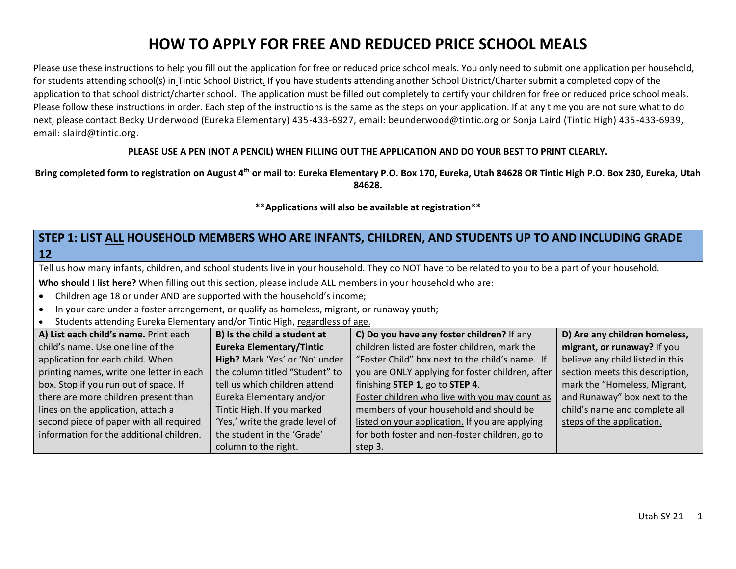# HOW TO APPLY FOR FREE AND REDUCED PRICE SCHOOL MEALS

Please use these instructions to help you fill out the application for free or reduced price school meals. You only need to submit one application per household, for students attending school(s) in Tintic School District. If you have students attending another School District/Charter submit a completed copy of the application to that school district/charter school. The application must be filled out completely to certify your children for free or reduced price school meals. Please follow these instructions in order. Each step of the instructions is the same as the steps on your application. If at any time you are not sure what to do next, please contact Becky Underwood (Eureka Elementary) 435-433-6927, email: beunderwood@tintic.org or Sonja Laird (Tintic High) 435-433-6939, email: slaird@tintic.org.

**PLEASE USE A PEN (NOT A PENCIL) WHEN FILLING OUT THE APPLICATION AND DO YOUR BEST TO PRINT CLEARLY.**

**Bring completed form to registration on August 4th or mail to: Eureka Elementary P.O. Box 170, Eureka, Utah 84628 OR Tintic High P.O. Box 230, Eureka, Utah 84628.**

****Applications will also be available at registration****

## STEP 1: LIST ALL HOUSEHOLD MEMBERS WHO ARE INFANTS, CHILDREN, AND STUDENTS UP TO AND INCLUDING GRADE 12

Tell us how many infants, children, and school students live in your household. They do NOT have to be related to you to be a part of your household.

**Who should I list here?** When filling out this section, please include ALL members in your household who are:

- Children age 18 or under AND are supported with the household's income;
- In your care under a foster arrangement, or qualify as homeless, migrant, or runaway youth;
- Students attending Eureka Elementary and/or Tintic High, regardless of age.

| **A) List each child's name.** Print each child's name. Use one line of the application for each child. When printing names, write one letter in each box. Stop if you run out of space. If there are more children present than lines on the application, attach a second piece of paper with all required information for the additional children. | **B) Is the child a student at Eureka Elementary/Tintic High?** Mark 'Yes' or 'No' under the column titled "Student" to tell us which children attend Eureka Elementary and/or Tintic High. If you marked 'Yes,' write the grade level of the student in the 'Grade' column to the right. | **C) Do you have any foster children?** If any children listed are foster children, mark the "Foster Child" box next to the child's name. If you are ONLY applying for foster children, after finishing **STEP 1**, go to **STEP 4**. Foster children who live with you may count as members of your household and should be listed on your application. If you are applying for both foster and non-foster children, go to step 3. | **D) Are any children homeless, migrant, or runaway?** If you believe any child listed in this section meets this description, mark the "Homeless, Migrant, and Runaway" box next to the child's name and complete all steps of the application. |
|---|---|---|---|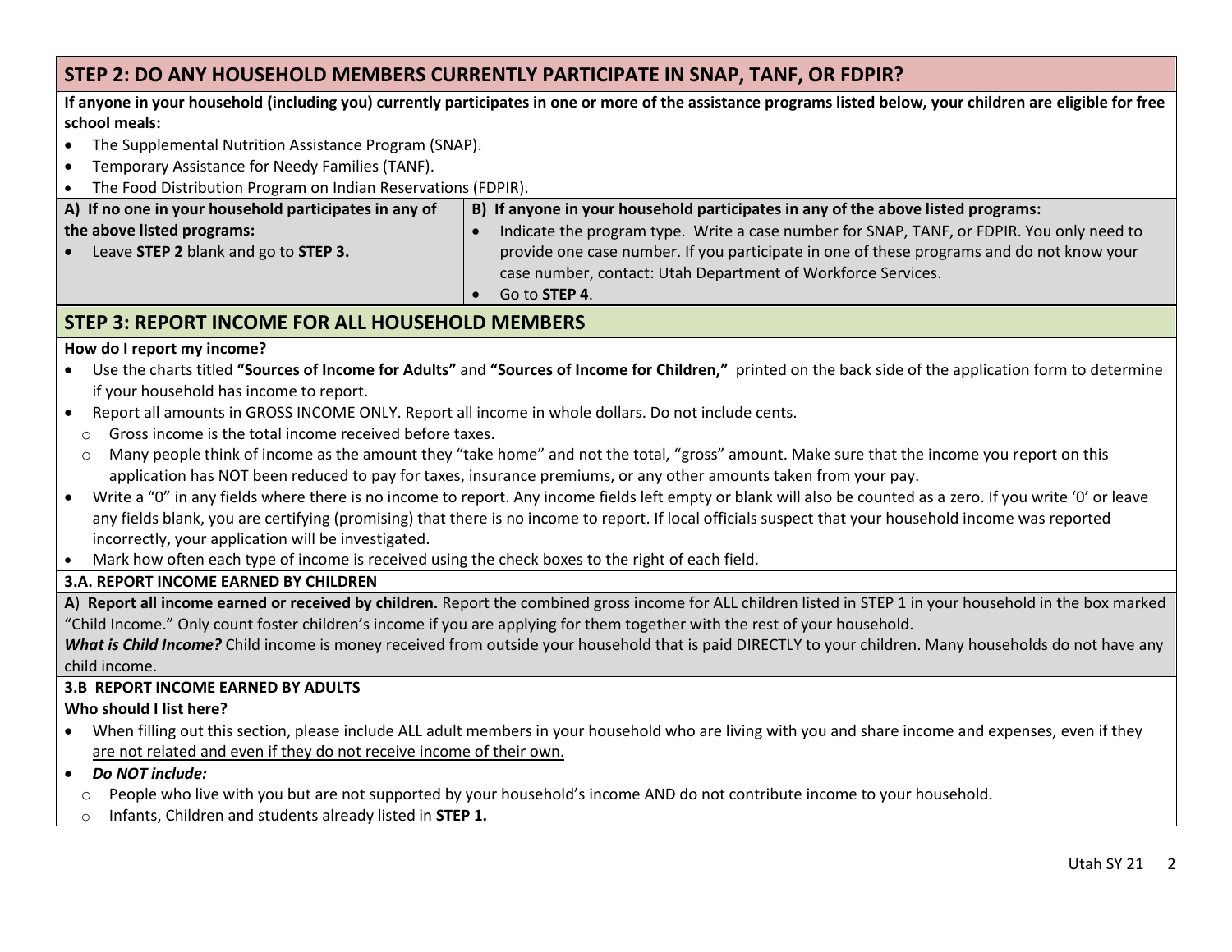## STEP 2: DO ANY HOUSEHOLD MEMBERS CURRENTLY PARTICIPATE IN SNAP, TANF, OR FDPIR?

**If anyone in your household (including you) currently participates in one or more of the assistance programs listed below, your children are eligible for free school meals:**

- The Supplemental Nutrition Assistance Program (SNAP).
- Temporary Assistance for Needy Families (TANF).
- The Food Distribution Program on Indian Reservations (FDPIR).

| A) If no one in your household participates in any of the above listed programs: | B) If anyone in your household participates in any of the above listed programs: |
|---|---|
| • Leave **STEP 2** blank and go to **STEP 3.** | • Indicate the program type. Write a case number for SNAP, TANF, or FDPIR. You only need to provide one case number. If you participate in one of these programs and do not know your case number, contact: Utah Department of Workforce Services.<br>• Go to **STEP 4**. |

## STEP 3: REPORT INCOME FOR ALL HOUSEHOLD MEMBERS

**How do I report my income?**

- Use the charts titled **"Sources of Income for Adults"** and **"Sources of Income for Children,"** printed on the back side of the application form to determine if your household has income to report.
- Report all amounts in GROSS INCOME ONLY. Report all income in whole dollars. Do not include cents.
  - Gross income is the total income received before taxes.
  - Many people think of income as the amount they "take home" and not the total, "gross" amount. Make sure that the income you report on this application has NOT been reduced to pay for taxes, insurance premiums, or any other amounts taken from your pay.
- Write a "0" in any fields where there is no income to report. Any income fields left empty or blank will also be counted as a zero. If you write '0' or leave any fields blank, you are certifying (promising) that there is no income to report. If local officials suspect that your household income was reported incorrectly, your application will be investigated.
- Mark how often each type of income is received using the check boxes to the right of each field.

**3.A. REPORT INCOME EARNED BY CHILDREN**

A) **Report all income earned or received by children.** Report the combined gross income for ALL children listed in STEP 1 in your household in the box marked "Child Income." Only count foster children's income if you are applying for them together with the rest of your household.

***What is Child Income?*** Child income is money received from outside your household that is paid DIRECTLY to your children. Many households do not have any child income.

**3.B REPORT INCOME EARNED BY ADULTS**

**Who should I list here?**

- When filling out this section, please include ALL adult members in your household who are living with you and share income and expenses, <u>even if they are not related and even if they do not receive income of their own.</u>
- ***Do NOT include:***
  - People who live with you but are not supported by your household's income AND do not contribute income to your household.
  - Infants, Children and students already listed in **STEP 1.**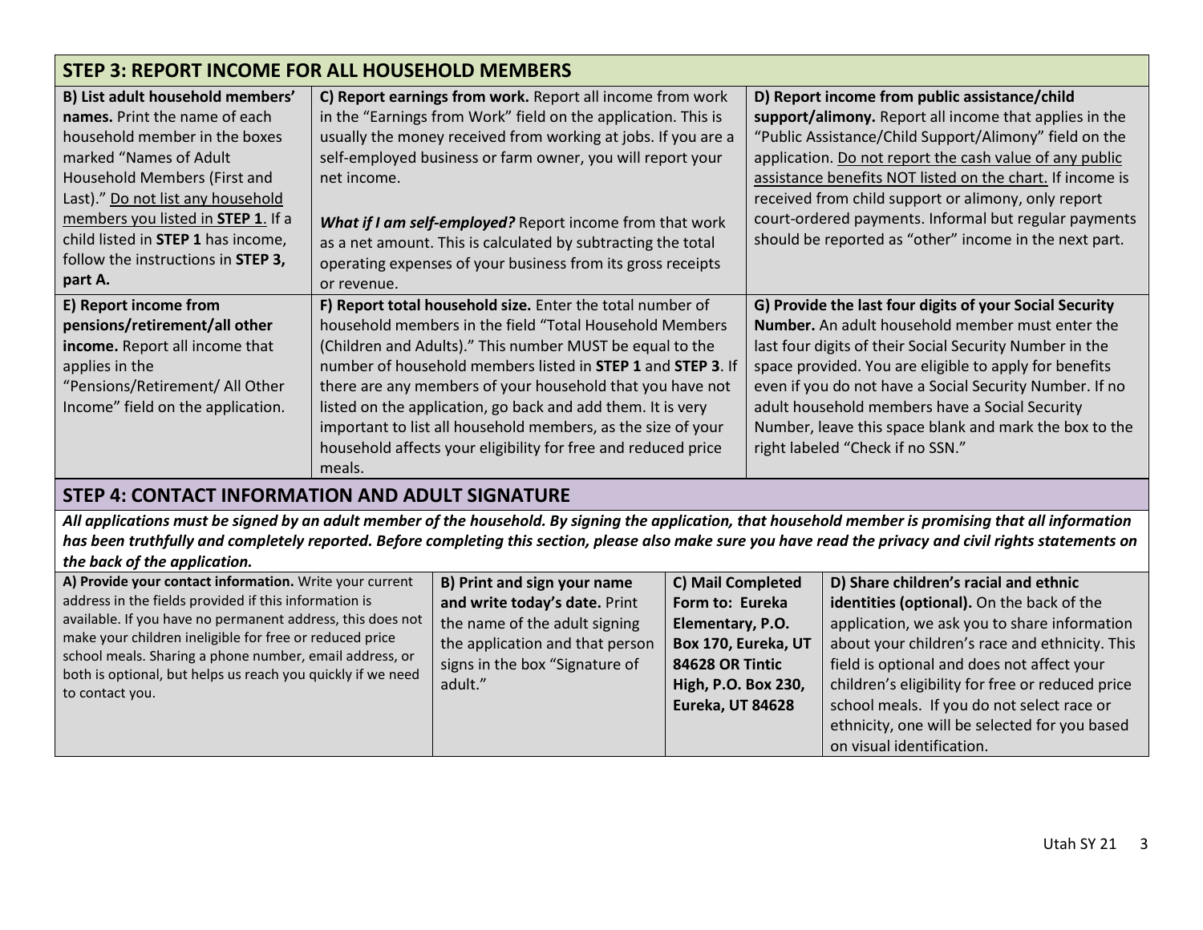## STEP 3: REPORT INCOME FOR ALL HOUSEHOLD MEMBERS

**B) List adult household members' names.** Print the name of each household member in the boxes marked "Names of Adult Household Members (First and Last)." Do not list any household members you listed in **STEP 1**. If a child listed in **STEP 1** has income, follow the instructions in **STEP 3, part A.**

**C) Report earnings from work.** Report all income from work in the "Earnings from Work" field on the application. This is usually the money received from working at jobs. If you are a self-employed business or farm owner, you will report your net income.

***What if I am self-employed?*** Report income from that work as a net amount. This is calculated by subtracting the total operating expenses of your business from its gross receipts or revenue.

**D) Report income from public assistance/child support/alimony.** Report all income that applies in the "Public Assistance/Child Support/Alimony" field on the application. Do not report the cash value of any public assistance benefits NOT listed on the chart. If income is received from child support or alimony, only report court-ordered payments. Informal but regular payments should be reported as "other" income in the next part.

**E) Report income from pensions/retirement/all other income.** Report all income that applies in the "Pensions/Retirement/ All Other Income" field on the application.

**F) Report total household size.** Enter the total number of household members in the field "Total Household Members (Children and Adults)." This number MUST be equal to the number of household members listed in **STEP 1** and **STEP 3**. If there are any members of your household that you have not listed on the application, go back and add them. It is very important to list all household members, as the size of your household affects your eligibility for free and reduced price meals.

**G) Provide the last four digits of your Social Security Number.** An adult household member must enter the last four digits of their Social Security Number in the space provided. You are eligible to apply for benefits even if you do not have a Social Security Number. If no adult household members have a Social Security Number, leave this space blank and mark the box to the right labeled "Check if no SSN."

## STEP 4: CONTACT INFORMATION AND ADULT SIGNATURE

***All applications must be signed by an adult member of the household. By signing the application, that household member is promising that all information has been truthfully and completely reported. Before completing this section, please also make sure you have read the privacy and civil rights statements on the back of the application.***

**A) Provide your contact information.** Write your current address in the fields provided if this information is available. If you have no permanent address, this does not make your children ineligible for free or reduced price school meals. Sharing a phone number, email address, or both is optional, but helps us reach you quickly if we need to contact you.

**B) Print and sign your name and write today's date.** Print the name of the adult signing the application and that person signs in the box "Signature of adult."

**C) Mail Completed Form to: Eureka Elementary, P.O. Box 170, Eureka, UT 84628 OR Tintic High, P.O. Box 230, Eureka, UT 84628**

**D) Share children's racial and ethnic identities (optional).** On the back of the application, we ask you to share information about your children's race and ethnicity. This field is optional and does not affect your children's eligibility for free or reduced price school meals. If you do not select race or ethnicity, one will be selected for you based on visual identification.